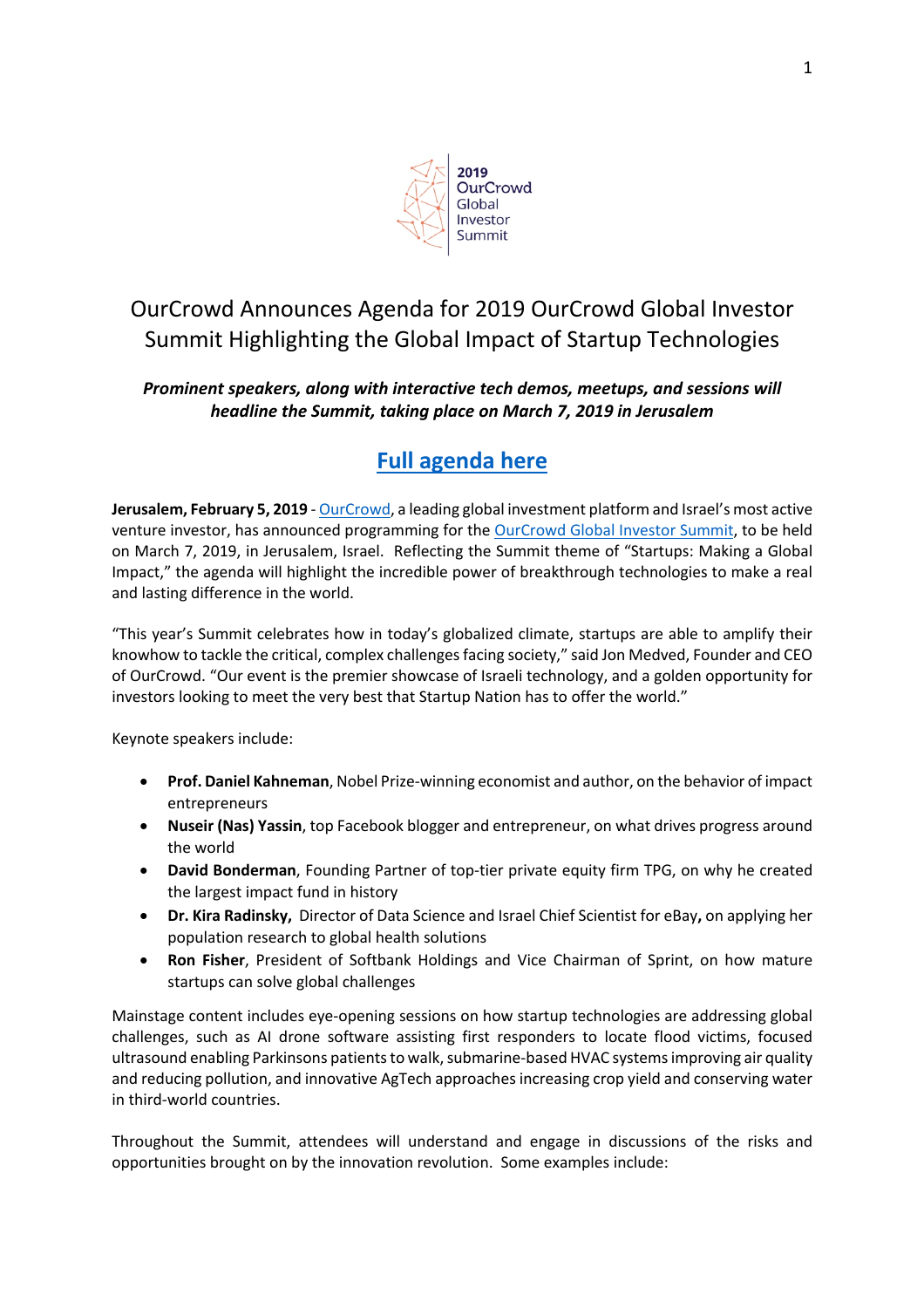2019 OurCrowd Global Investor Summit

# OurCrowd Announces Agenda for 2019 OurCrowd Global Investor Summit Highlighting the Global Impact of Startup Technologies

***Prominent speakers, along with interactive tech demos, meetups, and sessions will headline the Summit, taking place on March 7, 2019 in Jerusalem***

## Full agenda here

**Jerusalem, February 5, 2019** - OurCrowd, a leading global investment platform and Israel's most active venture investor, has announced programming for the OurCrowd Global Investor Summit, to be held on March 7, 2019, in Jerusalem, Israel. Reflecting the Summit theme of "Startups: Making a Global Impact," the agenda will highlight the incredible power of breakthrough technologies to make a real and lasting difference in the world.

"This year's Summit celebrates how in today's globalized climate, startups are able to amplify their knowhow to tackle the critical, complex challenges facing society," said Jon Medved, Founder and CEO of OurCrowd. "Our event is the premier showcase of Israeli technology, and a golden opportunity for investors looking to meet the very best that Startup Nation has to offer the world."

Keynote speakers include:

- **Prof. Daniel Kahneman**, Nobel Prize-winning economist and author, on the behavior of impact entrepreneurs
- **Nuseir (Nas) Yassin**, top Facebook blogger and entrepreneur, on what drives progress around the world
- **David Bonderman**, Founding Partner of top-tier private equity firm TPG, on why he created the largest impact fund in history
- **Dr. Kira Radinsky,** Director of Data Science and Israel Chief Scientist for eBay**,** on applying her population research to global health solutions
- **Ron Fisher**, President of Softbank Holdings and Vice Chairman of Sprint, on how mature startups can solve global challenges

Mainstage content includes eye-opening sessions on how startup technologies are addressing global challenges, such as AI drone software assisting first responders to locate flood victims, focused ultrasound enabling Parkinsons patients to walk, submarine-based HVAC systems improving air quality and reducing pollution, and innovative AgTech approaches increasing crop yield and conserving water in third-world countries.

Throughout the Summit, attendees will understand and engage in discussions of the risks and opportunities brought on by the innovation revolution. Some examples include: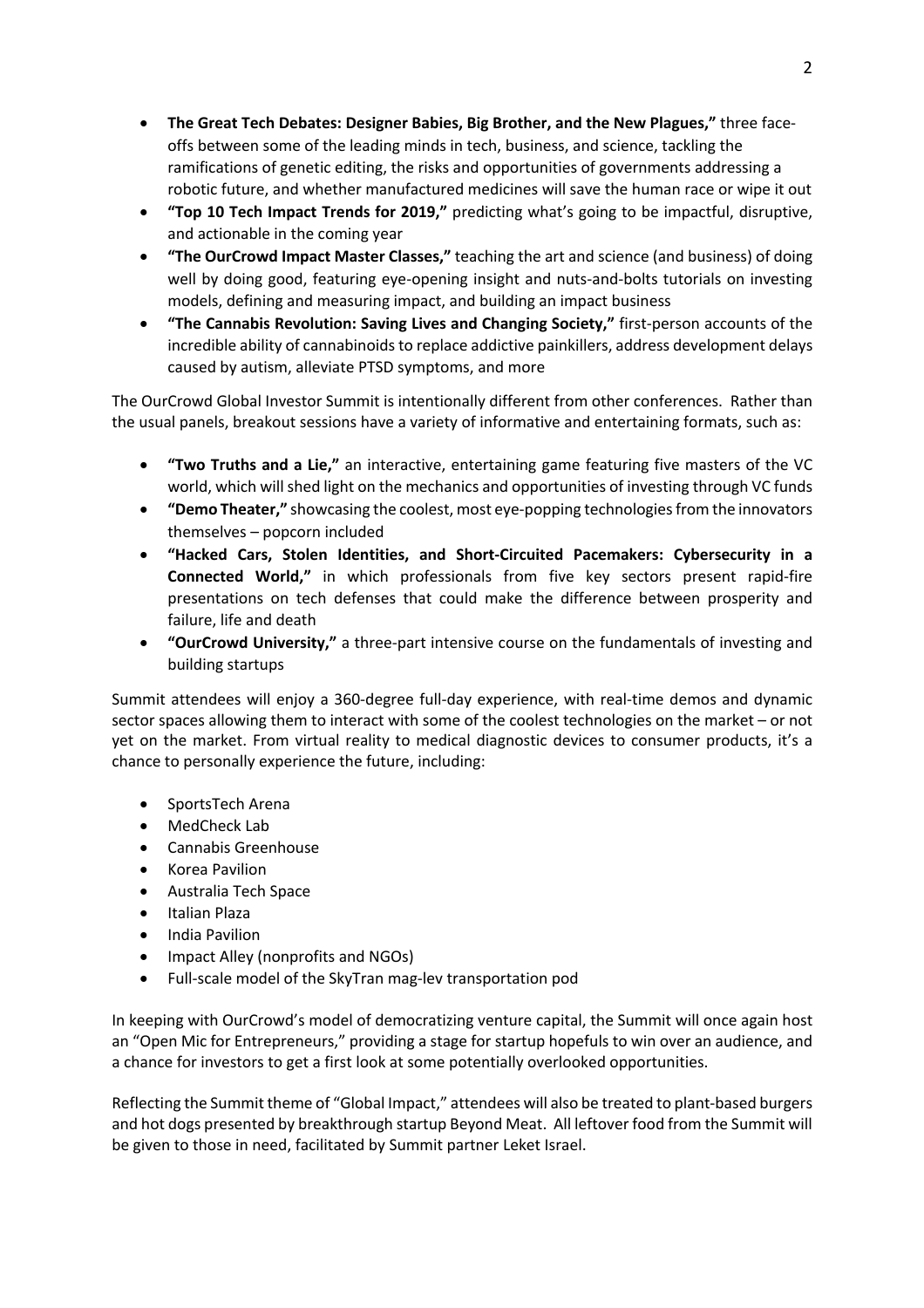- **The Great Tech Debates: Designer Babies, Big Brother, and the New Plagues,"** three face-offs between some of the leading minds in tech, business, and science, tackling the ramifications of genetic editing, the risks and opportunities of governments addressing a robotic future, and whether manufactured medicines will save the human race or wipe it out
- **"Top 10 Tech Impact Trends for 2019,"** predicting what's going to be impactful, disruptive, and actionable in the coming year
- **"The OurCrowd Impact Master Classes,"** teaching the art and science (and business) of doing well by doing good, featuring eye-opening insight and nuts-and-bolts tutorials on investing models, defining and measuring impact, and building an impact business
- **"The Cannabis Revolution: Saving Lives and Changing Society,"** first-person accounts of the incredible ability of cannabinoids to replace addictive painkillers, address development delays caused by autism, alleviate PTSD symptoms, and more

The OurCrowd Global Investor Summit is intentionally different from other conferences. Rather than the usual panels, breakout sessions have a variety of informative and entertaining formats, such as:

- **"Two Truths and a Lie,"** an interactive, entertaining game featuring five masters of the VC world, which will shed light on the mechanics and opportunities of investing through VC funds
- **"Demo Theater,"** showcasing the coolest, most eye-popping technologies from the innovators themselves – popcorn included
- **"Hacked Cars, Stolen Identities, and Short-Circuited Pacemakers: Cybersecurity in a Connected World,"** in which professionals from five key sectors present rapid-fire presentations on tech defenses that could make the difference between prosperity and failure, life and death
- **"OurCrowd University,"** a three-part intensive course on the fundamentals of investing and building startups

Summit attendees will enjoy a 360-degree full-day experience, with real-time demos and dynamic sector spaces allowing them to interact with some of the coolest technologies on the market – or not yet on the market. From virtual reality to medical diagnostic devices to consumer products, it's a chance to personally experience the future, including:

- SportsTech Arena
- MedCheck Lab
- Cannabis Greenhouse
- Korea Pavilion
- Australia Tech Space
- Italian Plaza
- India Pavilion
- Impact Alley (nonprofits and NGOs)
- Full-scale model of the SkyTran mag-lev transportation pod

In keeping with OurCrowd's model of democratizing venture capital, the Summit will once again host an "Open Mic for Entrepreneurs," providing a stage for startup hopefuls to win over an audience, and a chance for investors to get a first look at some potentially overlooked opportunities.

Reflecting the Summit theme of "Global Impact," attendees will also be treated to plant-based burgers and hot dogs presented by breakthrough startup Beyond Meat. All leftover food from the Summit will be given to those in need, facilitated by Summit partner Leket Israel.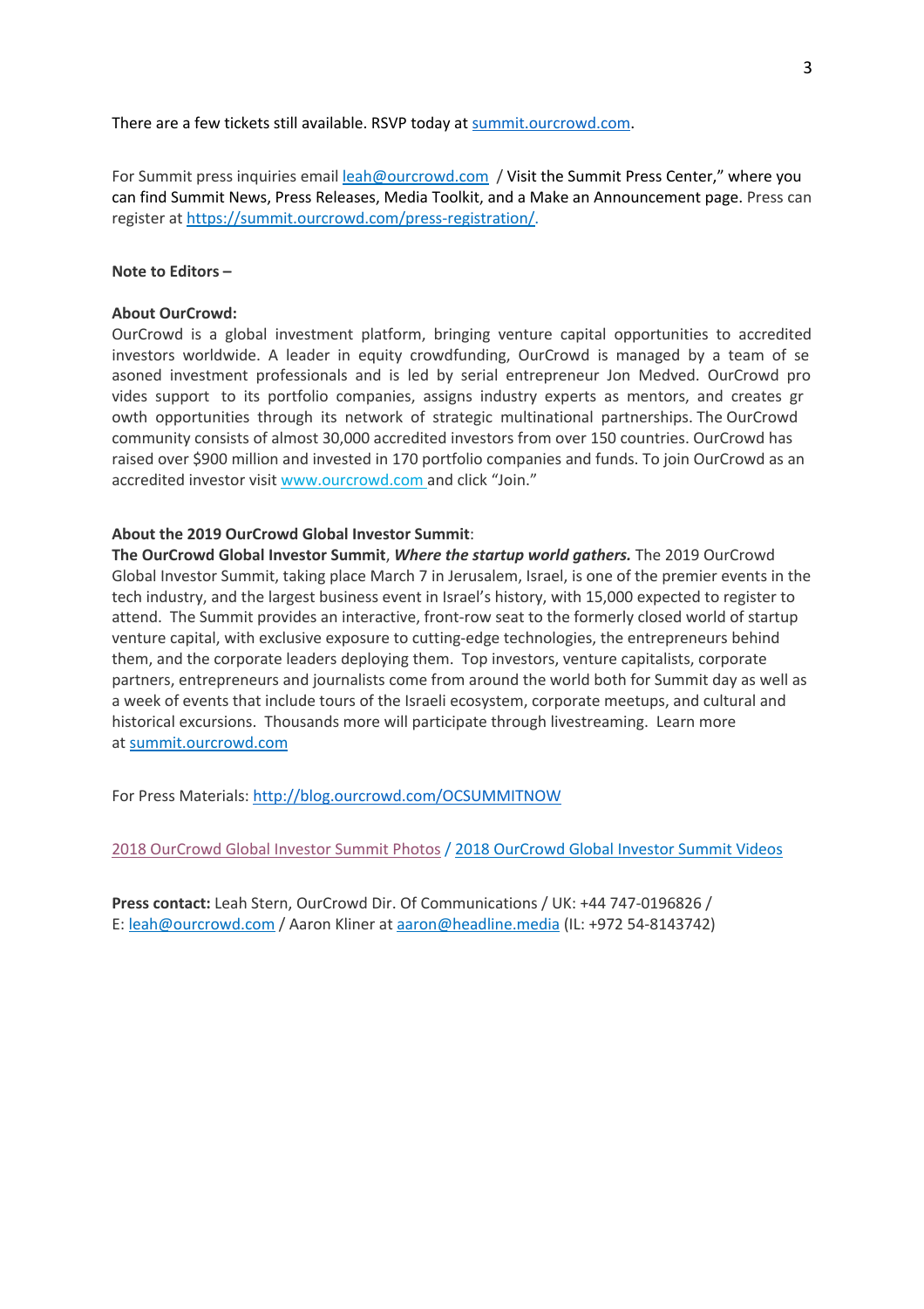There are a few tickets still available. RSVP today at summit.ourcrowd.com.

For Summit press inquiries email leah@ourcrowd.com / Visit the Summit Press Center," where you can find Summit News, Press Releases, Media Toolkit, and a Make an Announcement page. Press can register at https://summit.ourcrowd.com/press-registration/.

**Note to Editors –**

**About OurCrowd:**
OurCrowd is a global investment platform, bringing venture capital opportunities to accredited investors worldwide. A leader in equity crowdfunding, OurCrowd is managed by a team of se asoned investment professionals and is led by serial entrepreneur Jon Medved. OurCrowd pro vides support to its portfolio companies, assigns industry experts as mentors, and creates gr owth opportunities through its network of strategic multinational partnerships. The OurCrowd community consists of almost 30,000 accredited investors from over 150 countries. OurCrowd has raised over $900 million and invested in 170 portfolio companies and funds. To join OurCrowd as an accredited investor visit www.ourcrowd.com and click "Join."

**About the 2019 OurCrowd Global Investor Summit**:
**The OurCrowd Global Investor Summit**, ***Where the startup world gathers.*** The 2019 OurCrowd Global Investor Summit, taking place March 7 in Jerusalem, Israel, is one of the premier events in the tech industry, and the largest business event in Israel's history, with 15,000 expected to register to attend. The Summit provides an interactive, front-row seat to the formerly closed world of startup venture capital, with exclusive exposure to cutting-edge technologies, the entrepreneurs behind them, and the corporate leaders deploying them. Top investors, venture capitalists, corporate partners, entrepreneurs and journalists come from around the world both for Summit day as well as a week of events that include tours of the Israeli ecosystem, corporate meetups, and cultural and historical excursions. Thousands more will participate through livestreaming. Learn more at summit.ourcrowd.com

For Press Materials: http://blog.ourcrowd.com/OCSUMMITNOW

2018 OurCrowd Global Investor Summit Photos / 2018 OurCrowd Global Investor Summit Videos

**Press contact:** Leah Stern, OurCrowd Dir. Of Communications / UK: +44 747-0196826 / E: leah@ourcrowd.com / Aaron Kliner at aaron@headline.media (IL: +972 54-8143742)